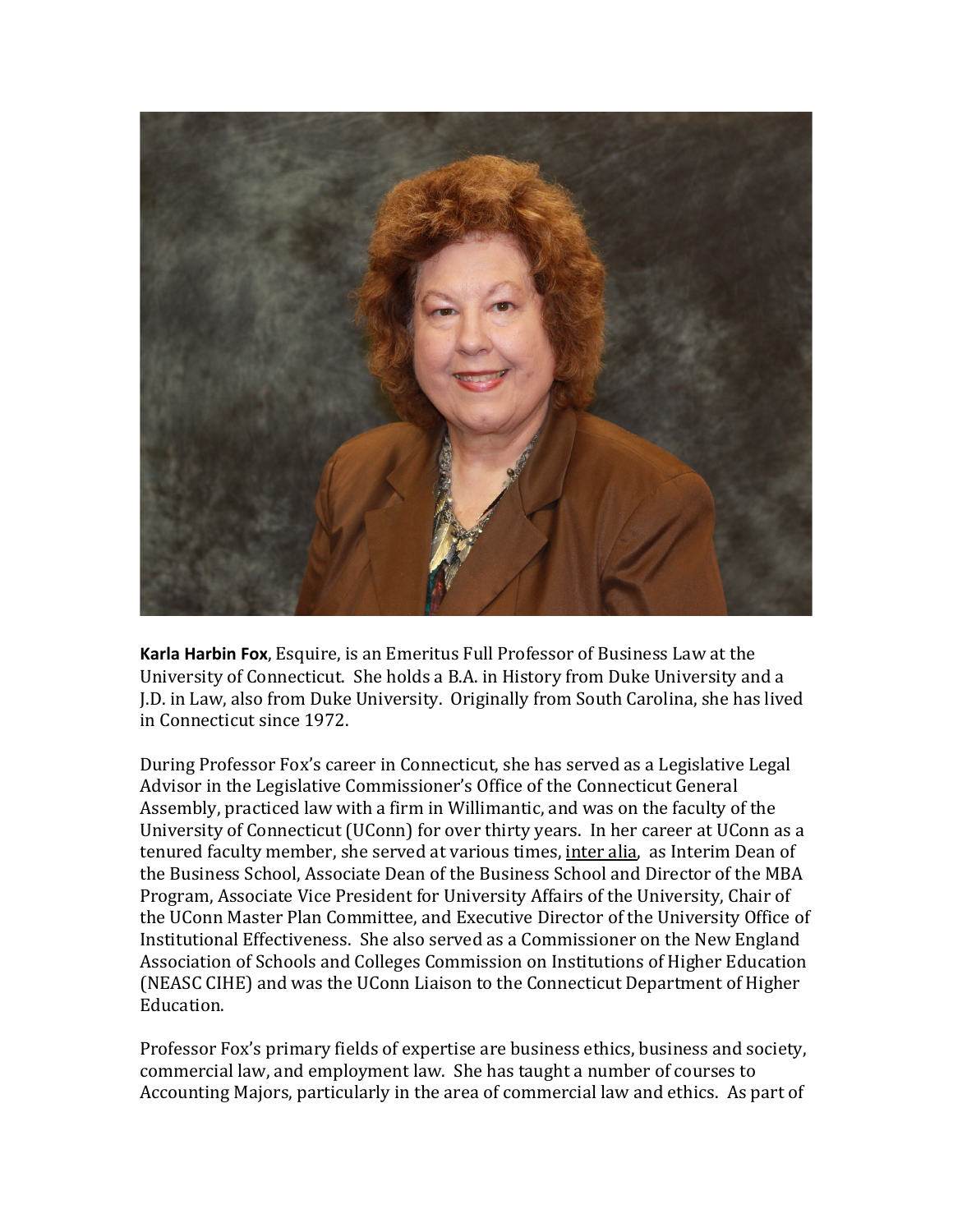**Karla Harbin Fox**, Esquire, is an Emeritus Full Professor of Business Law at the University of Connecticut. She holds a B.A. in History from Duke University and a J.D. in Law, also from Duke University. Originally from South Carolina, she has lived in Connecticut since 1972.

During Professor Fox's career in Connecticut, she has served as a Legislative Legal Advisor in the Legislative Commissioner's Office of the Connecticut General Assembly, practiced law with a firm in Willimantic, and was on the faculty of the University of Connecticut (UConn) for over thirty years. In her career at UConn as a tenured faculty member, she served at various times, inter alia, as Interim Dean of the Business School, Associate Dean of the Business School and Director of the MBA Program, Associate Vice President for University Affairs of the University, Chair of the UConn Master Plan Committee, and Executive Director of the University Office of Institutional Effectiveness. She also served as a Commissioner on the New England Association of Schools and Colleges Commission on Institutions of Higher Education (NEASC CIHE) and was the UConn Liaison to the Connecticut Department of Higher Education.

Professor Fox's primary fields of expertise are business ethics, business and society, commercial law, and employment law. She has taught a number of courses to Accounting Majors, particularly in the area of commercial law and ethics. As part of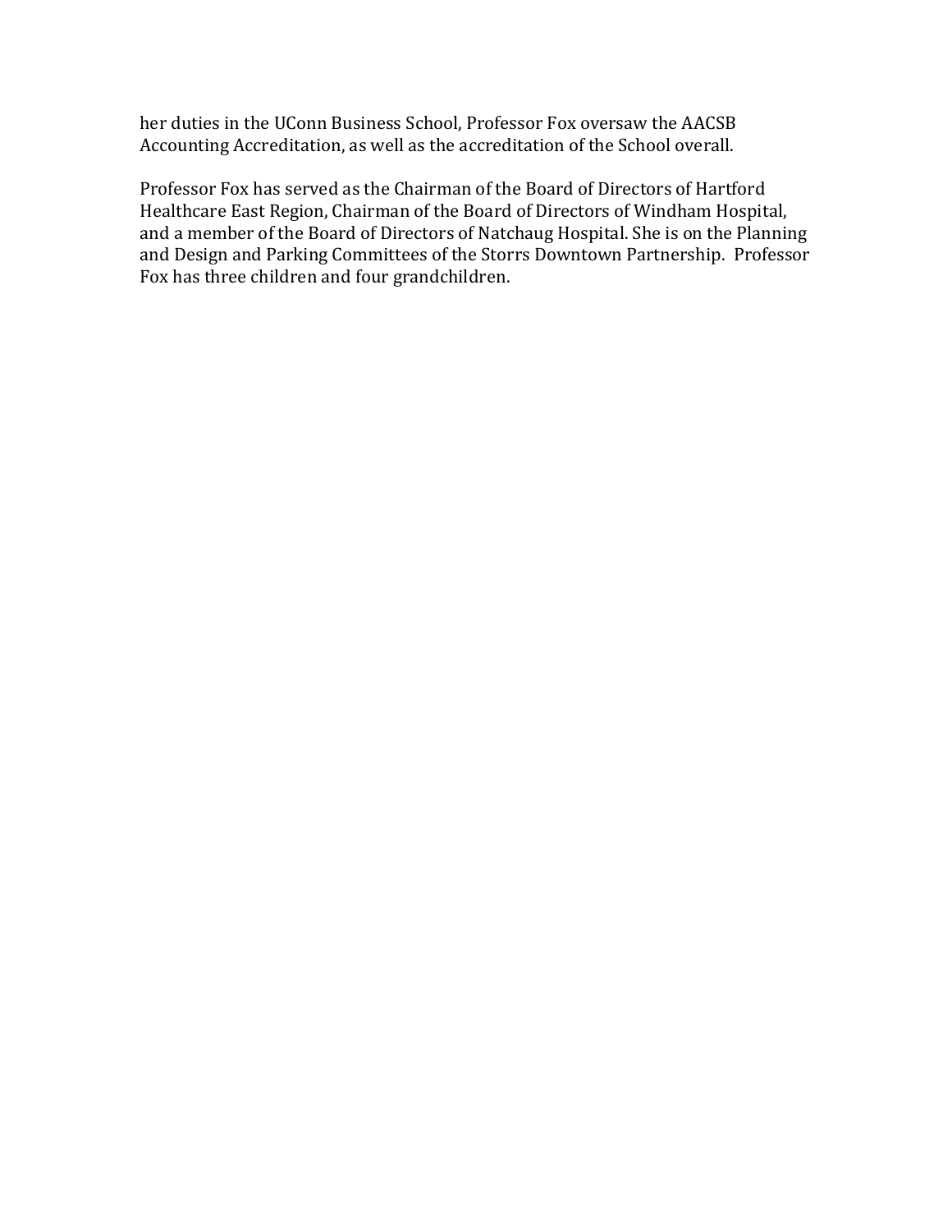her duties in the UConn Business School, Professor Fox oversaw the AACSB Accounting Accreditation, as well as the accreditation of the School overall.

Professor Fox has served as the Chairman of the Board of Directors of Hartford Healthcare East Region, Chairman of the Board of Directors of Windham Hospital, and a member of the Board of Directors of Natchaug Hospital. She is on the Planning and Design and Parking Committees of the Storrs Downtown Partnership. Professor Fox has three children and four grandchildren.